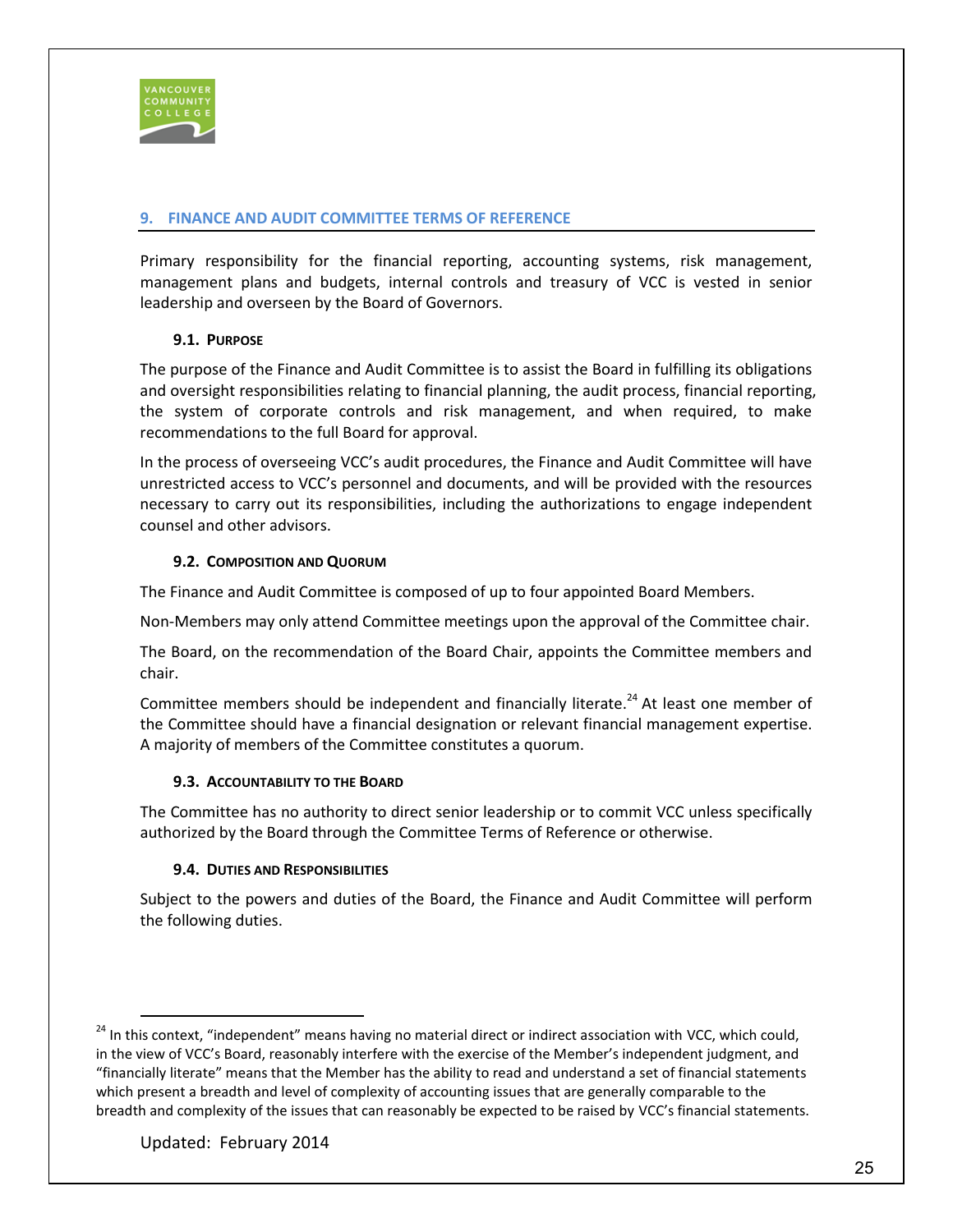## 9. FINANCE AND AUDIT COMMITTEE TERMS OF REFERENCE

Primary responsibility for the financial reporting, accounting systems, risk management, management plans and budgets, internal controls and treasury of VCC is vested in senior leadership and overseen by the Board of Governors.

### 9.1. PURPOSE

The purpose of the Finance and Audit Committee is to assist the Board in fulfilling its obligations and oversight responsibilities relating to financial planning, the audit process, financial reporting, the system of corporate controls and risk management, and when required, to make recommendations to the full Board for approval.

In the process of overseeing VCC's audit procedures, the Finance and Audit Committee will have unrestricted access to VCC's personnel and documents, and will be provided with the resources necessary to carry out its responsibilities, including the authorizations to engage independent counsel and other advisors.

### 9.2. COMPOSITION AND QUORUM

The Finance and Audit Committee is composed of up to four appointed Board Members.

Non-Members may only attend Committee meetings upon the approval of the Committee chair.

The Board, on the recommendation of the Board Chair, appoints the Committee members and chair.

Committee members should be independent and financially literate.[24] At least one member of the Committee should have a financial designation or relevant financial management expertise. A majority of members of the Committee constitutes a quorum.

### 9.3. ACCOUNTABILITY TO THE BOARD

The Committee has no authority to direct senior leadership or to commit VCC unless specifically authorized by the Board through the Committee Terms of Reference or otherwise.

### 9.4. DUTIES AND RESPONSIBILITIES

Subject to the powers and duties of the Board, the Finance and Audit Committee will perform the following duties.

---

[24] In this context, "independent" means having no material direct or indirect association with VCC, which could, in the view of VCC's Board, reasonably interfere with the exercise of the Member's independent judgment, and "financially literate" means that the Member has the ability to read and understand a set of financial statements which present a breadth and level of complexity of accounting issues that are generally comparable to the breadth and complexity of the issues that can reasonably be expected to be raised by VCC's financial statements.

Updated: February 2014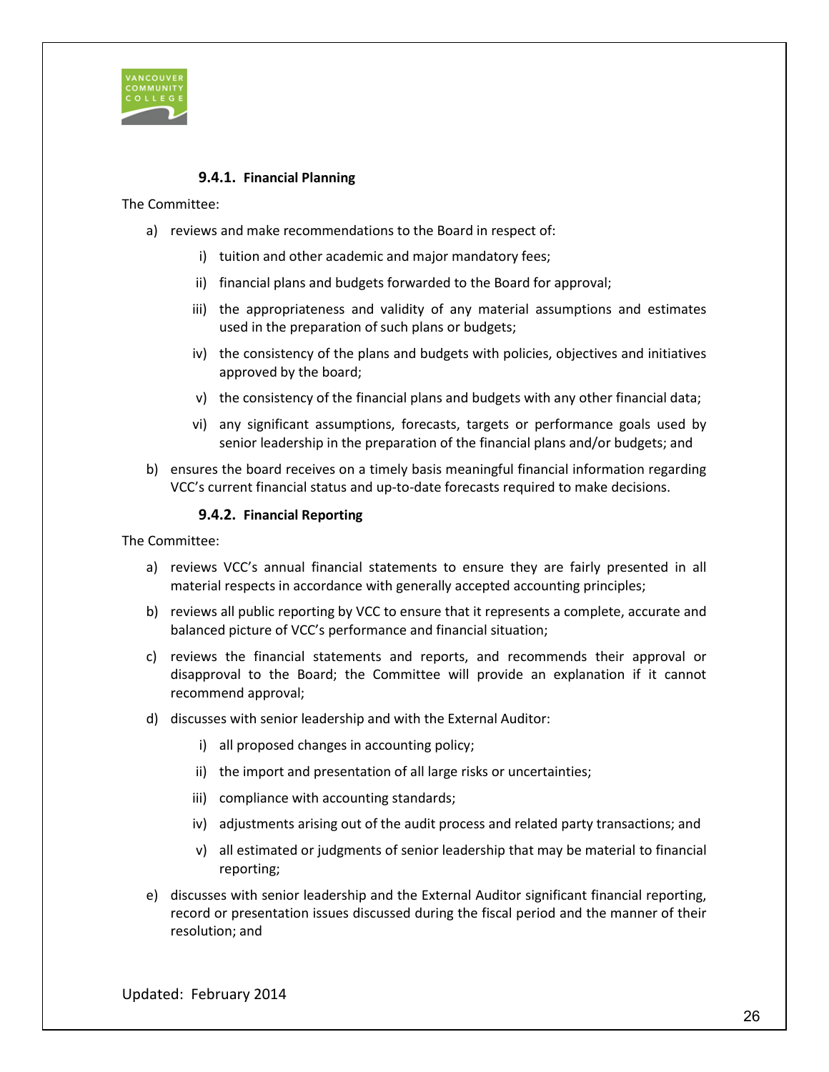#### 9.4.1. Financial Planning

The Committee:

a) reviews and make recommendations to the Board in respect of:

   i) tuition and other academic and major mandatory fees;

   ii) financial plans and budgets forwarded to the Board for approval;

   iii) the appropriateness and validity of any material assumptions and estimates used in the preparation of such plans or budgets;

   iv) the consistency of the plans and budgets with policies, objectives and initiatives approved by the board;

   v) the consistency of the financial plans and budgets with any other financial data;

   vi) any significant assumptions, forecasts, targets or performance goals used by senior leadership in the preparation of the financial plans and/or budgets; and

b) ensures the board receives on a timely basis meaningful financial information regarding VCC's current financial status and up-to-date forecasts required to make decisions.

#### 9.4.2. Financial Reporting

The Committee:

a) reviews VCC's annual financial statements to ensure they are fairly presented in all material respects in accordance with generally accepted accounting principles;

b) reviews all public reporting by VCC to ensure that it represents a complete, accurate and balanced picture of VCC's performance and financial situation;

c) reviews the financial statements and reports, and recommends their approval or disapproval to the Board; the Committee will provide an explanation if it cannot recommend approval;

d) discusses with senior leadership and with the External Auditor:

   i) all proposed changes in accounting policy;

   ii) the import and presentation of all large risks or uncertainties;

   iii) compliance with accounting standards;

   iv) adjustments arising out of the audit process and related party transactions; and

   v) all estimated or judgments of senior leadership that may be material to financial reporting;

e) discusses with senior leadership and the External Auditor significant financial reporting, record or presentation issues discussed during the fiscal period and the manner of their resolution; and

Updated: February 2014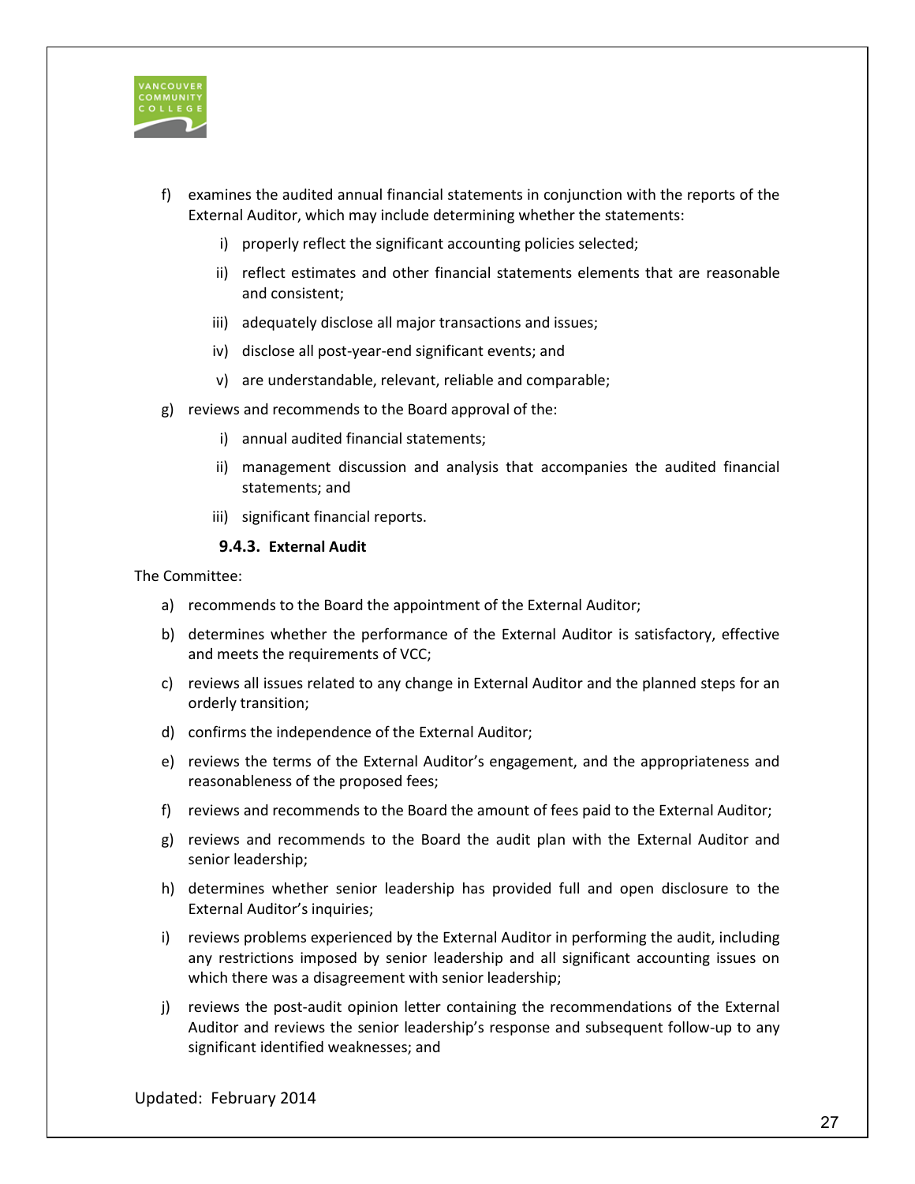f) examines the audited annual financial statements in conjunction with the reports of the External Auditor, which may include determining whether the statements:

    i) properly reflect the significant accounting policies selected;

    ii) reflect estimates and other financial statements elements that are reasonable and consistent;

    iii) adequately disclose all major transactions and issues;

    iv) disclose all post-year-end significant events; and

    v) are understandable, relevant, reliable and comparable;

g) reviews and recommends to the Board approval of the:

    i) annual audited financial statements;

    ii) management discussion and analysis that accompanies the audited financial statements; and

    iii) significant financial reports.

#### 9.4.3. External Audit

The Committee:

a) recommends to the Board the appointment of the External Auditor;

b) determines whether the performance of the External Auditor is satisfactory, effective and meets the requirements of VCC;

c) reviews all issues related to any change in External Auditor and the planned steps for an orderly transition;

d) confirms the independence of the External Auditor;

e) reviews the terms of the External Auditor's engagement, and the appropriateness and reasonableness of the proposed fees;

f) reviews and recommends to the Board the amount of fees paid to the External Auditor;

g) reviews and recommends to the Board the audit plan with the External Auditor and senior leadership;

h) determines whether senior leadership has provided full and open disclosure to the External Auditor's inquiries;

i) reviews problems experienced by the External Auditor in performing the audit, including any restrictions imposed by senior leadership and all significant accounting issues on which there was a disagreement with senior leadership;

j) reviews the post-audit opinion letter containing the recommendations of the External Auditor and reviews the senior leadership's response and subsequent follow-up to any significant identified weaknesses; and

Updated: February 2014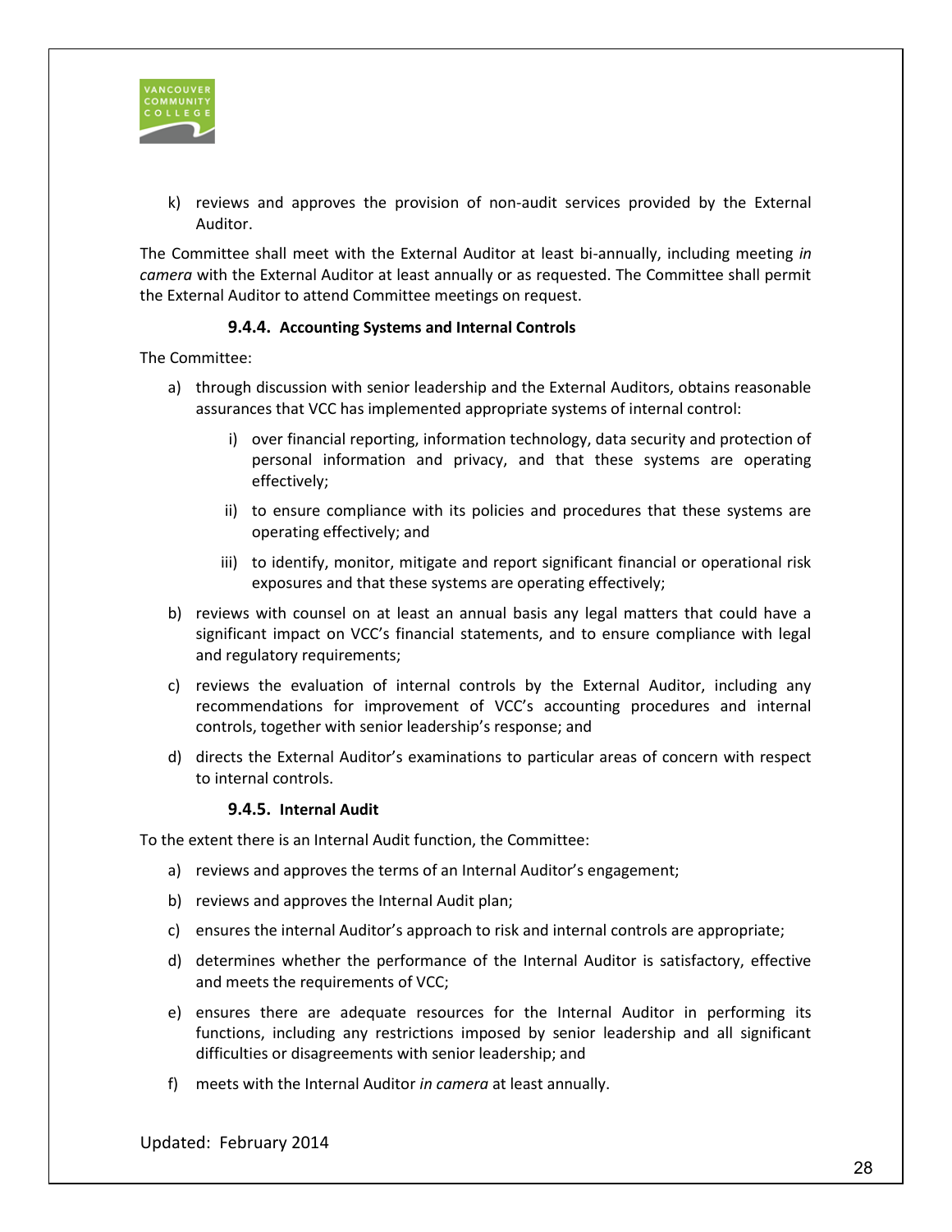k) reviews and approves the provision of non-audit services provided by the External Auditor.

The Committee shall meet with the External Auditor at least bi-annually, including meeting *in camera* with the External Auditor at least annually or as requested. The Committee shall permit the External Auditor to attend Committee meetings on request.

#### 9.4.4. Accounting Systems and Internal Controls

The Committee:

a) through discussion with senior leadership and the External Auditors, obtains reasonable assurances that VCC has implemented appropriate systems of internal control:

   i) over financial reporting, information technology, data security and protection of personal information and privacy, and that these systems are operating effectively;

   ii) to ensure compliance with its policies and procedures that these systems are operating effectively; and

   iii) to identify, monitor, mitigate and report significant financial or operational risk exposures and that these systems are operating effectively;

b) reviews with counsel on at least an annual basis any legal matters that could have a significant impact on VCC's financial statements, and to ensure compliance with legal and regulatory requirements;

c) reviews the evaluation of internal controls by the External Auditor, including any recommendations for improvement of VCC's accounting procedures and internal controls, together with senior leadership's response; and

d) directs the External Auditor's examinations to particular areas of concern with respect to internal controls.

#### 9.4.5. Internal Audit

To the extent there is an Internal Audit function, the Committee:

a) reviews and approves the terms of an Internal Auditor's engagement;

b) reviews and approves the Internal Audit plan;

c) ensures the internal Auditor's approach to risk and internal controls are appropriate;

d) determines whether the performance of the Internal Auditor is satisfactory, effective and meets the requirements of VCC;

e) ensures there are adequate resources for the Internal Auditor in performing its functions, including any restrictions imposed by senior leadership and all significant difficulties or disagreements with senior leadership; and

f) meets with the Internal Auditor *in camera* at least annually.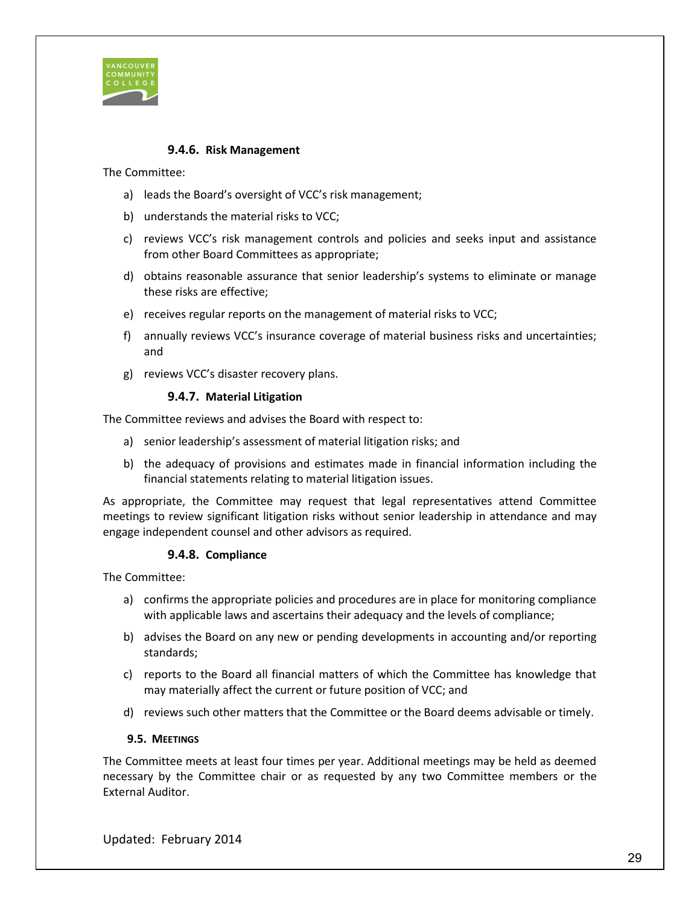#### 9.4.6. Risk Management

The Committee:

a) leads the Board's oversight of VCC's risk management;

b) understands the material risks to VCC;

c) reviews VCC's risk management controls and policies and seeks input and assistance from other Board Committees as appropriate;

d) obtains reasonable assurance that senior leadership's systems to eliminate or manage these risks are effective;

e) receives regular reports on the management of material risks to VCC;

f) annually reviews VCC's insurance coverage of material business risks and uncertainties; and

g) reviews VCC's disaster recovery plans.

#### 9.4.7. Material Litigation

The Committee reviews and advises the Board with respect to:

a) senior leadership's assessment of material litigation risks; and

b) the adequacy of provisions and estimates made in financial information including the financial statements relating to material litigation issues.

As appropriate, the Committee may request that legal representatives attend Committee meetings to review significant litigation risks without senior leadership in attendance and may engage independent counsel and other advisors as required.

#### 9.4.8. Compliance

The Committee:

a) confirms the appropriate policies and procedures are in place for monitoring compliance with applicable laws and ascertains their adequacy and the levels of compliance;

b) advises the Board on any new or pending developments in accounting and/or reporting standards;

c) reports to the Board all financial matters of which the Committee has knowledge that may materially affect the current or future position of VCC; and

d) reviews such other matters that the Committee or the Board deems advisable or timely.

### 9.5. Meetings

The Committee meets at least four times per year. Additional meetings may be held as deemed necessary by the Committee chair or as requested by any two Committee members or the External Auditor.

Updated: February 2014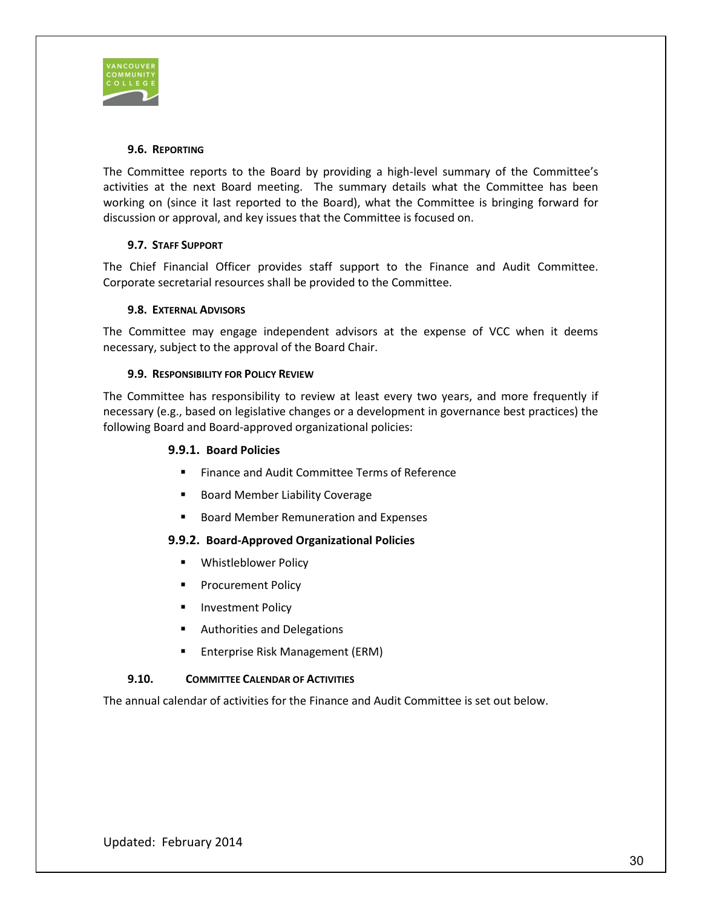### 9.6. Reporting

The Committee reports to the Board by providing a high-level summary of the Committee's activities at the next Board meeting. The summary details what the Committee has been working on (since it last reported to the Board), what the Committee is bringing forward for discussion or approval, and key issues that the Committee is focused on.

### 9.7. Staff Support

The Chief Financial Officer provides staff support to the Finance and Audit Committee. Corporate secretarial resources shall be provided to the Committee.

### 9.8. External Advisors

The Committee may engage independent advisors at the expense of VCC when it deems necessary, subject to the approval of the Board Chair.

### 9.9. Responsibility for Policy Review

The Committee has responsibility to review at least every two years, and more frequently if necessary (e.g., based on legislative changes or a development in governance best practices) the following Board and Board-approved organizational policies:

#### 9.9.1. Board Policies

- Finance and Audit Committee Terms of Reference
- Board Member Liability Coverage
- Board Member Remuneration and Expenses

#### 9.9.2. Board-Approved Organizational Policies

- Whistleblower Policy
- Procurement Policy
- Investment Policy
- Authorities and Delegations
- Enterprise Risk Management (ERM)

### 9.10. Committee Calendar of Activities

The annual calendar of activities for the Finance and Audit Committee is set out below.

Updated: February 2014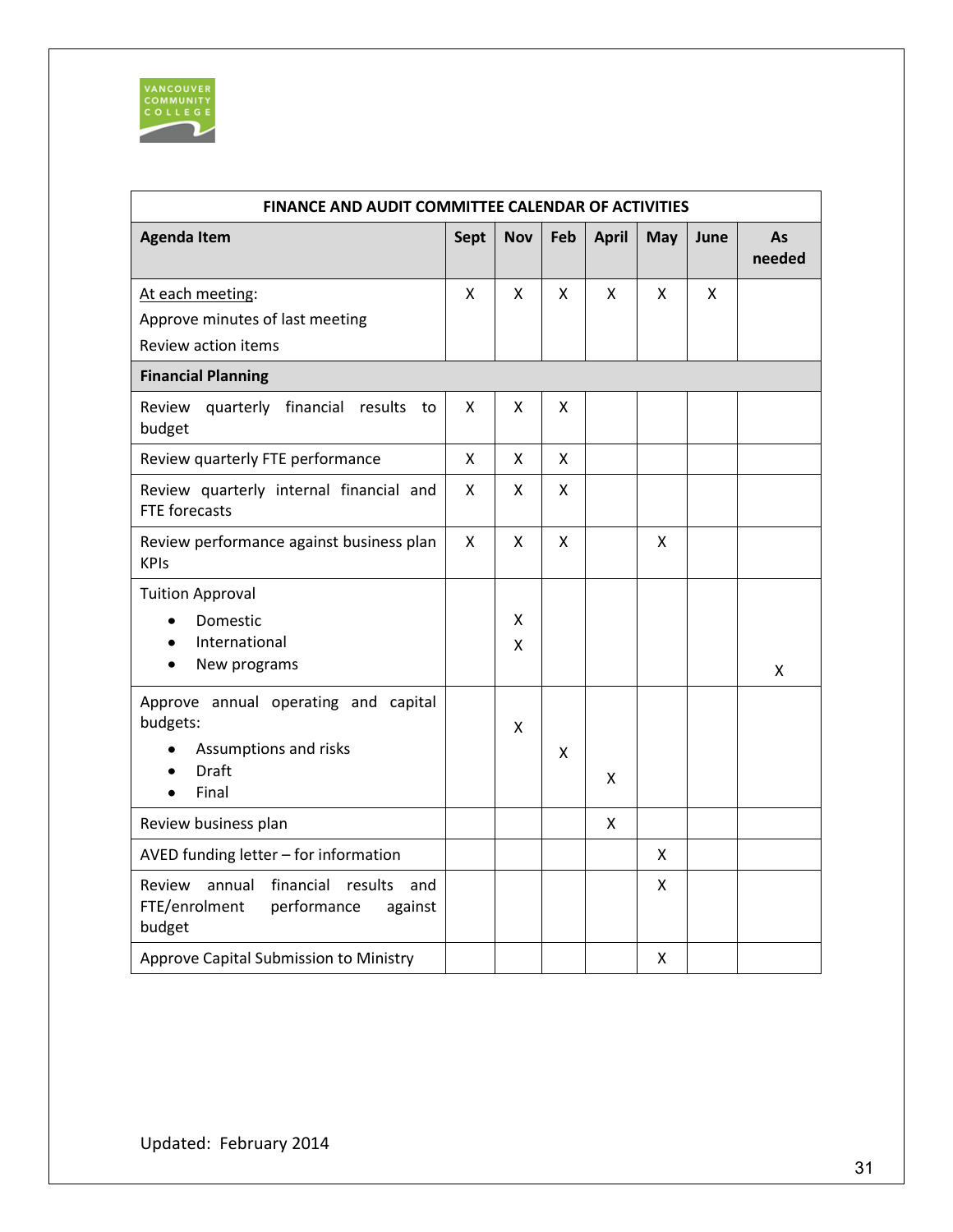| FINANCE AND AUDIT COMMITTEE CALENDAR OF ACTIVITIES | | | | | | | |
|---|---|---|---|---|---|---|---|
| **Agenda Item** | **Sept** | **Nov** | **Feb** | **April** | **May** | **June** | **As needed** |
| At each meeting:<br>Approve minutes of last meeting<br>Review action items | X | X | X | X | X | X | |
| **Financial Planning** | | | | | | | |
| Review quarterly financial results to budget | X | X | X | | | | |
| Review quarterly FTE performance | X | X | X | | | | |
| Review quarterly internal financial and FTE forecasts | X | X | X | | | | |
| Review performance against business plan KPIs | X | X | X | | X | | |
| Tuition Approval<br>• Domestic<br>• International<br>• New programs | | X<br>X | | | | | X |
| Approve annual operating and capital budgets:<br>• Assumptions and risks<br>• Draft<br>• Final | | X | X | X | | | |
| Review business plan | | | | X | | | |
| AVED funding letter – for information | | | | | X | | |
| Review annual financial results and FTE/enrolment performance against budget | | | | | X | | |
| Approve Capital Submission to Ministry | | | | | X | | |

Updated: February 2014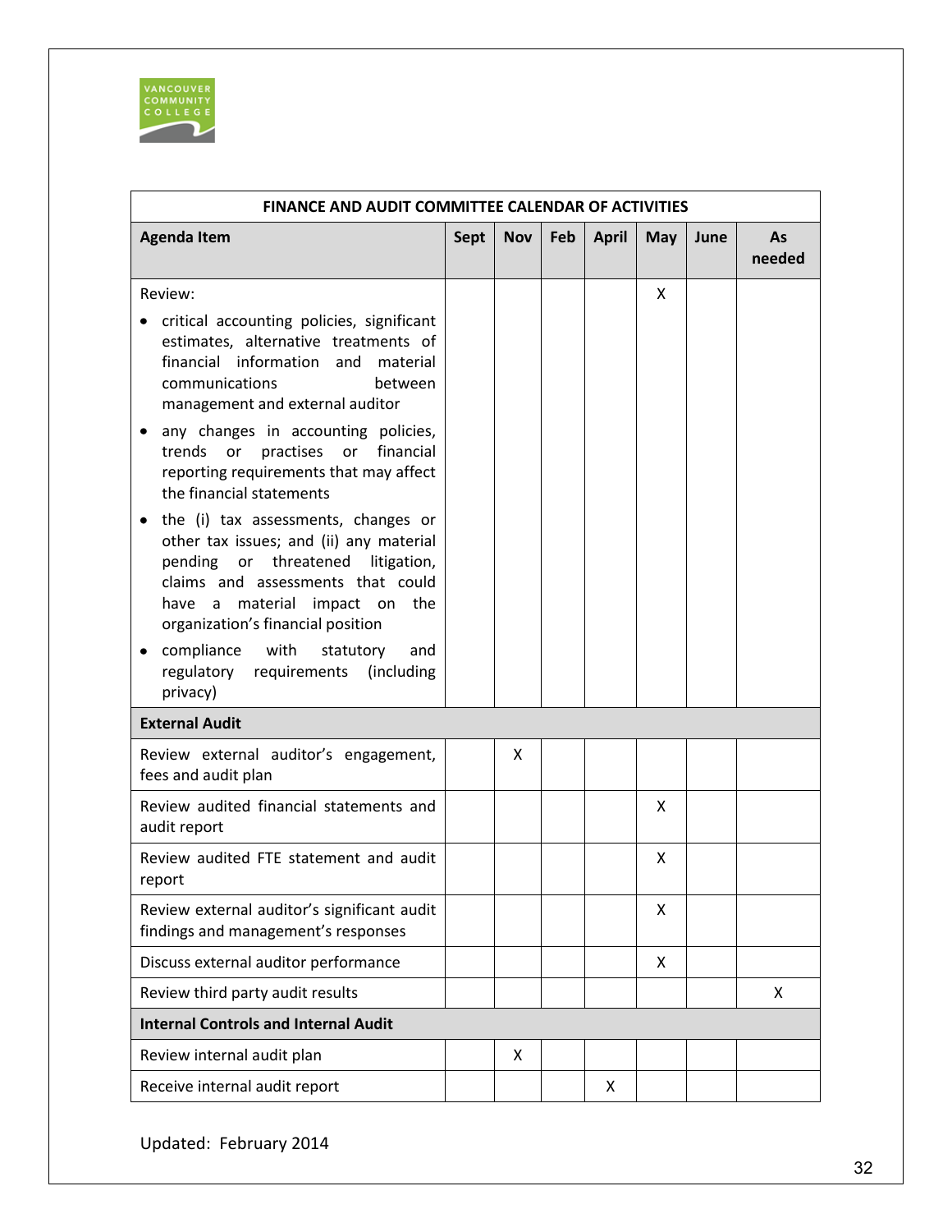| FINANCE AND AUDIT COMMITTEE CALENDAR OF ACTIVITIES | | | | | | | |
|---|---|---|---|---|---|---|---|
| **Agenda Item** | **Sept** | **Nov** | **Feb** | **April** | **May** | **June** | **As needed** |
| Review:<br>• critical accounting policies, significant estimates, alternative treatments of financial information and material communications between management and external auditor<br>• any changes in accounting policies, trends or practises or financial reporting requirements that may affect the financial statements<br>• the (i) tax assessments, changes or other tax issues; and (ii) any material pending or threatened litigation, claims and assessments that could have a material impact on the organization's financial position<br>• compliance with statutory and regulatory requirements (including privacy) | | | | | X | | |
| **External Audit** | | | | | | | |
| Review external auditor's engagement, fees and audit plan | | X | | | | | |
| Review audited financial statements and audit report | | | | | X | | |
| Review audited FTE statement and audit report | | | | | X | | |
| Review external auditor's significant audit findings and management's responses | | | | | X | | |
| Discuss external auditor performance | | | | | X | | |
| Review third party audit results | | | | | | | X |
| **Internal Controls and Internal Audit** | | | | | | | |
| Review internal audit plan | | X | | | | | |
| Receive internal audit report | | | | X | | | |

Updated: February 2014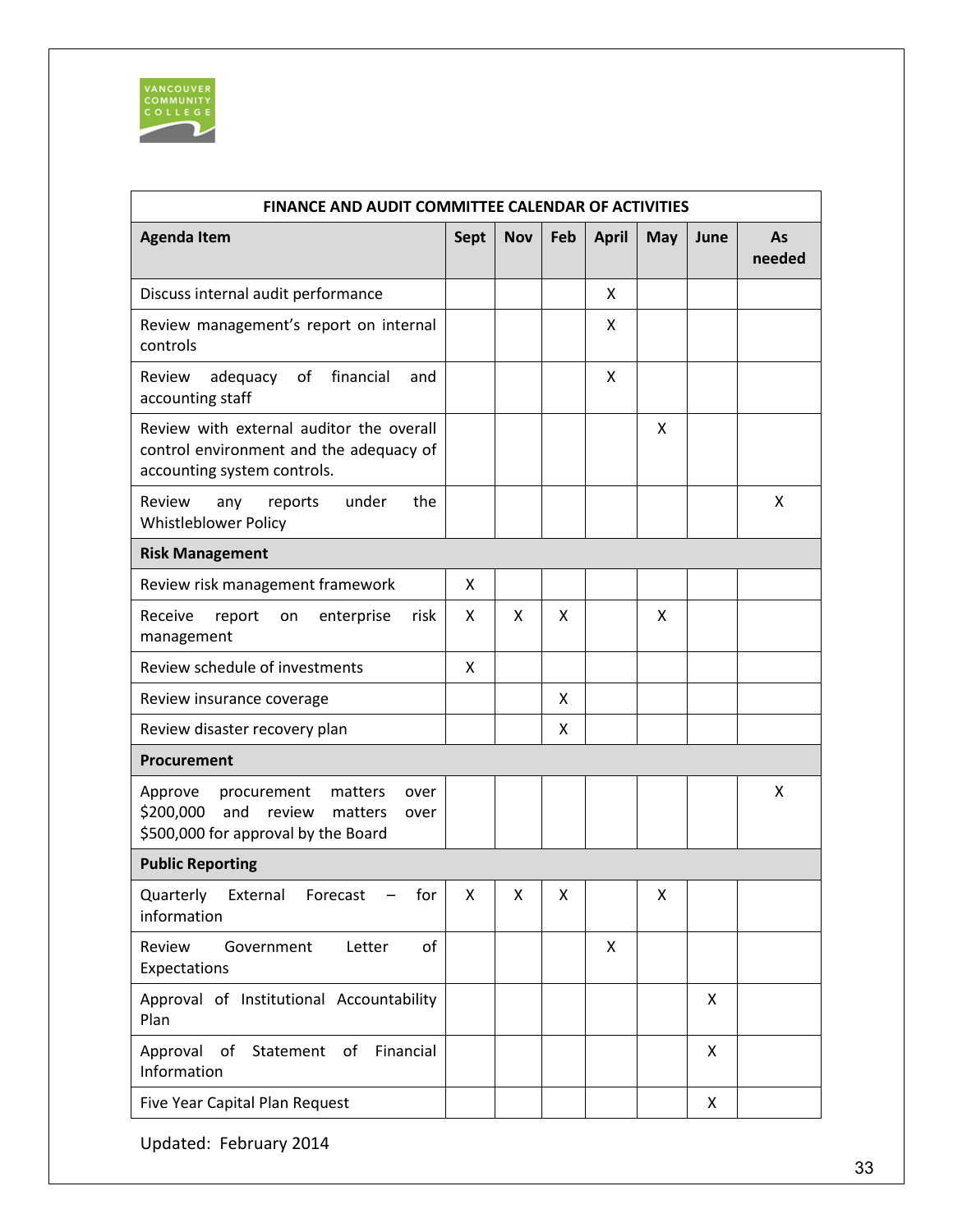| FINANCE AND AUDIT COMMITTEE CALENDAR OF ACTIVITIES | | | | | | | |
|---|---|---|---|---|---|---|---|
| **Agenda Item** | **Sept** | **Nov** | **Feb** | **April** | **May** | **June** | **As needed** |
| Discuss internal audit performance | | | | X | | | |
| Review management's report on internal controls | | | | X | | | |
| Review adequacy of financial and accounting staff | | | | X | | | |
| Review with external auditor the overall control environment and the adequacy of accounting system controls. | | | | | X | | |
| Review any reports under the Whistleblower Policy | | | | | | | X |
| **Risk Management** | | | | | | | |
| Review risk management framework | X | | | | | | |
| Receive report on enterprise risk management | X | X | X | | X | | |
| Review schedule of investments | X | | | | | | |
| Review insurance coverage | | | X | | | | |
| Review disaster recovery plan | | | X | | | | |
| **Procurement** | | | | | | | |
| Approve procurement matters over $200,000 and review matters over $500,000 for approval by the Board | | | | | | | X |
| **Public Reporting** | | | | | | | |
| Quarterly External Forecast – for information | X | X | X | | X | | |
| Review Government Letter of Expectations | | | | X | | | |
| Approval of Institutional Accountability Plan | | | | | | X | |
| Approval of Statement of Financial Information | | | | | | X | |
| Five Year Capital Plan Request | | | | | | X | |

Updated: February 2014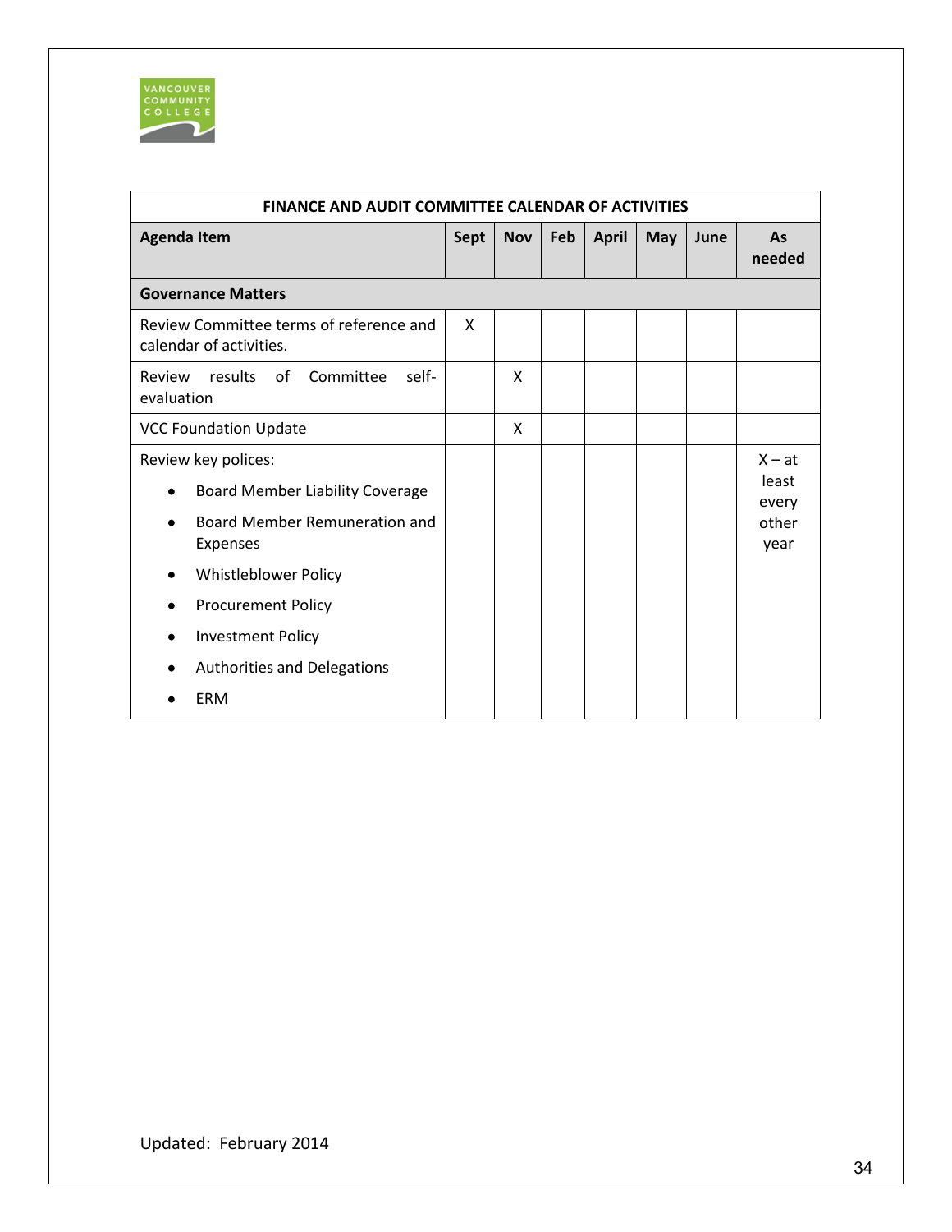| FINANCE AND AUDIT COMMITTEE CALENDAR OF ACTIVITIES | | | | | | | |
|---|---|---|---|---|---|---|---|
| **Agenda Item** | **Sept** | **Nov** | **Feb** | **April** | **May** | **June** | **As needed** |
| **Governance Matters** | | | | | | | |
| Review Committee terms of reference and calendar of activities. | X | | | | | | |
| Review results of Committee self-evaluation | | X | | | | | |
| VCC Foundation Update | | X | | | | | |
| Review key polices:<br>• Board Member Liability Coverage<br>• Board Member Remuneration and Expenses<br>• Whistleblower Policy<br>• Procurement Policy<br>• Investment Policy<br>• Authorities and Delegations<br>• ERM | | | | | | | X – at least every other year |

Updated: February 2014